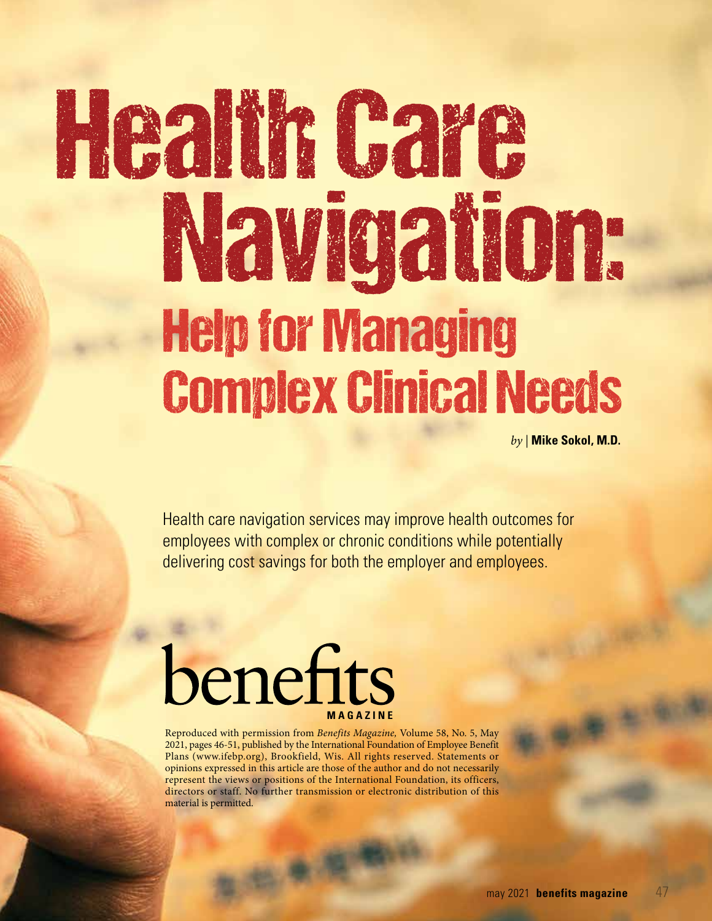# Health Care Navigation:

## Help for Managing Complex Clinical Needs

*by* | **Mike Sokol, M.D.**

Health care navigation services may improve health outcomes for employees with complex or chronic conditions while potentially delivering cost savings for both the employer and employees.

benefits MAGAZINE

Reproduced with permission from *Benefits Magazine,* Volume 58, No. 5, May 2021, pages 46-51, published by the International Foundation of Employee Benefit Plans (www.ifebp.org), Brookfield, Wis. All rights reserved. Statements or opinions expressed in this article are those of the author and do not necessarily represent the views or positions of the International Foundation, its officers, directors or staff. No further transmission or electronic distribution of this material is permitted.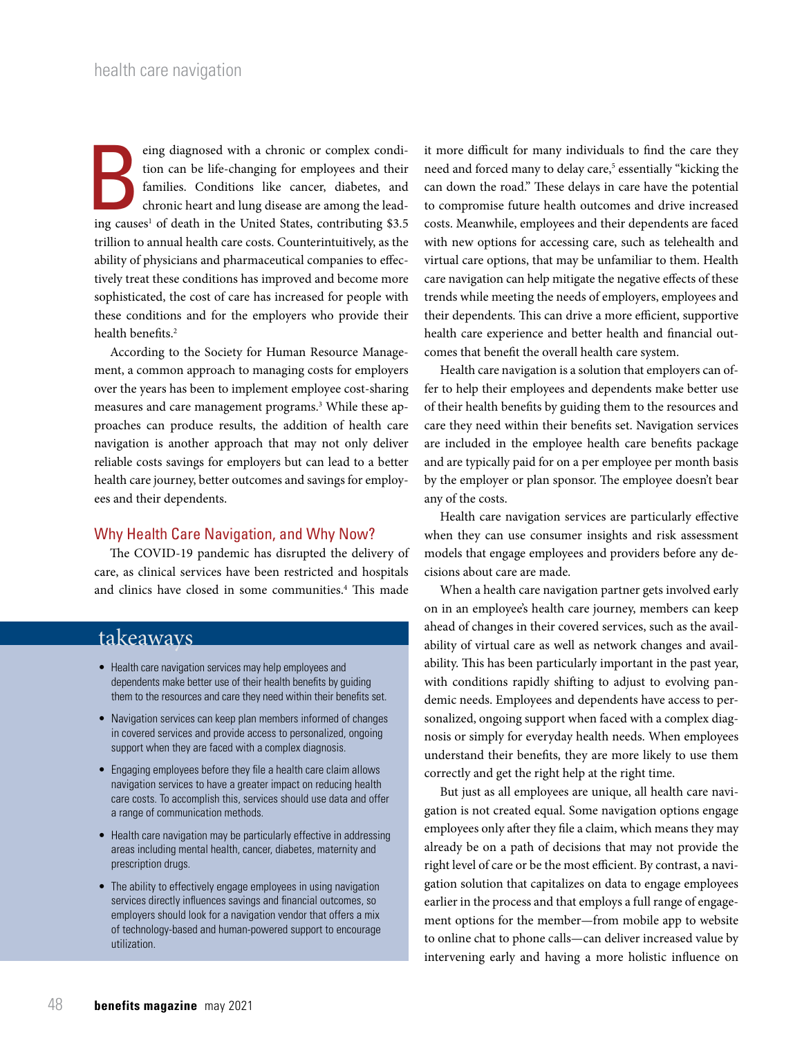Being diagnosed with a chronic or complex condition can be life-changing for employees and their families. Conditions like cancer, diabetes, and chronic heart and lung disease are among the leading causes[1] of death in the United States, contributing $3.5 trillion to annual health care costs. Counterintuitively, as the ability of physicians and pharmaceutical companies to effectively treat these conditions has improved and become more sophisticated, the cost of care has increased for people with these conditions and for the employers who provide their health benefits.[2]

According to the Society for Human Resource Management, a common approach to managing costs for employers over the years has been to implement employee cost-sharing measures and care management programs.[3] While these approaches can produce results, the addition of health care navigation is another approach that may not only deliver reliable costs savings for employers but can lead to a better health care journey, better outcomes and savings for employees and their dependents.

## Why Health Care Navigation, and Why Now?

The COVID-19 pandemic has disrupted the delivery of care, as clinical services have been restricted and hospitals and clinics have closed in some communities.[4] This made it more difficult for many individuals to find the care they need and forced many to delay care,[5] essentially "kicking the can down the road." These delays in care have the potential to compromise future health outcomes and drive increased costs. Meanwhile, employees and their dependents are faced with new options for accessing care, such as telehealth and virtual care options, that may be unfamiliar to them. Health care navigation can help mitigate the negative effects of these trends while meeting the needs of employers, employees and their dependents. This can drive a more efficient, supportive health care experience and better health and financial outcomes that benefit the overall health care system.

Health care navigation is a solution that employers can offer to help their employees and dependents make better use of their health benefits by guiding them to the resources and care they need within their benefits set. Navigation services are included in the employee health care benefits package and are typically paid for on a per employee per month basis by the employer or plan sponsor. The employee doesn't bear any of the costs.

Health care navigation services are particularly effective when they can use consumer insights and risk assessment models that engage employees and providers before any decisions about care are made.

When a health care navigation partner gets involved early on in an employee's health care journey, members can keep ahead of changes in their covered services, such as the availability of virtual care as well as network changes and availability. This has been particularly important in the past year, with conditions rapidly shifting to adjust to evolving pandemic needs. Employees and dependents have access to personalized, ongoing support when faced with a complex diagnosis or simply for everyday health needs. When employees understand their benefits, they are more likely to use them correctly and get the right help at the right time.

But just as all employees are unique, all health care navigation is not created equal. Some navigation options engage employees only after they file a claim, which means they may already be on a path of decisions that may not provide the right level of care or be the most efficient. By contrast, a navigation solution that capitalizes on data to engage employees earlier in the process and that employs a full range of engagement options for the member—from mobile app to website to online chat to phone calls—can deliver increased value by intervening early and having a more holistic influence on

## takeaways

- Health care navigation services may help employees and dependents make better use of their health benefits by guiding them to the resources and care they need within their benefits set.
- Navigation services can keep plan members informed of changes in covered services and provide access to personalized, ongoing support when they are faced with a complex diagnosis.
- Engaging employees before they file a health care claim allows navigation services to have a greater impact on reducing health care costs. To accomplish this, services should use data and offer a range of communication methods.
- Health care navigation may be particularly effective in addressing areas including mental health, cancer, diabetes, maternity and prescription drugs.
- The ability to effectively engage employees in using navigation services directly influences savings and financial outcomes, so employers should look for a navigation vendor that offers a mix of technology-based and human-powered support to encourage utilization.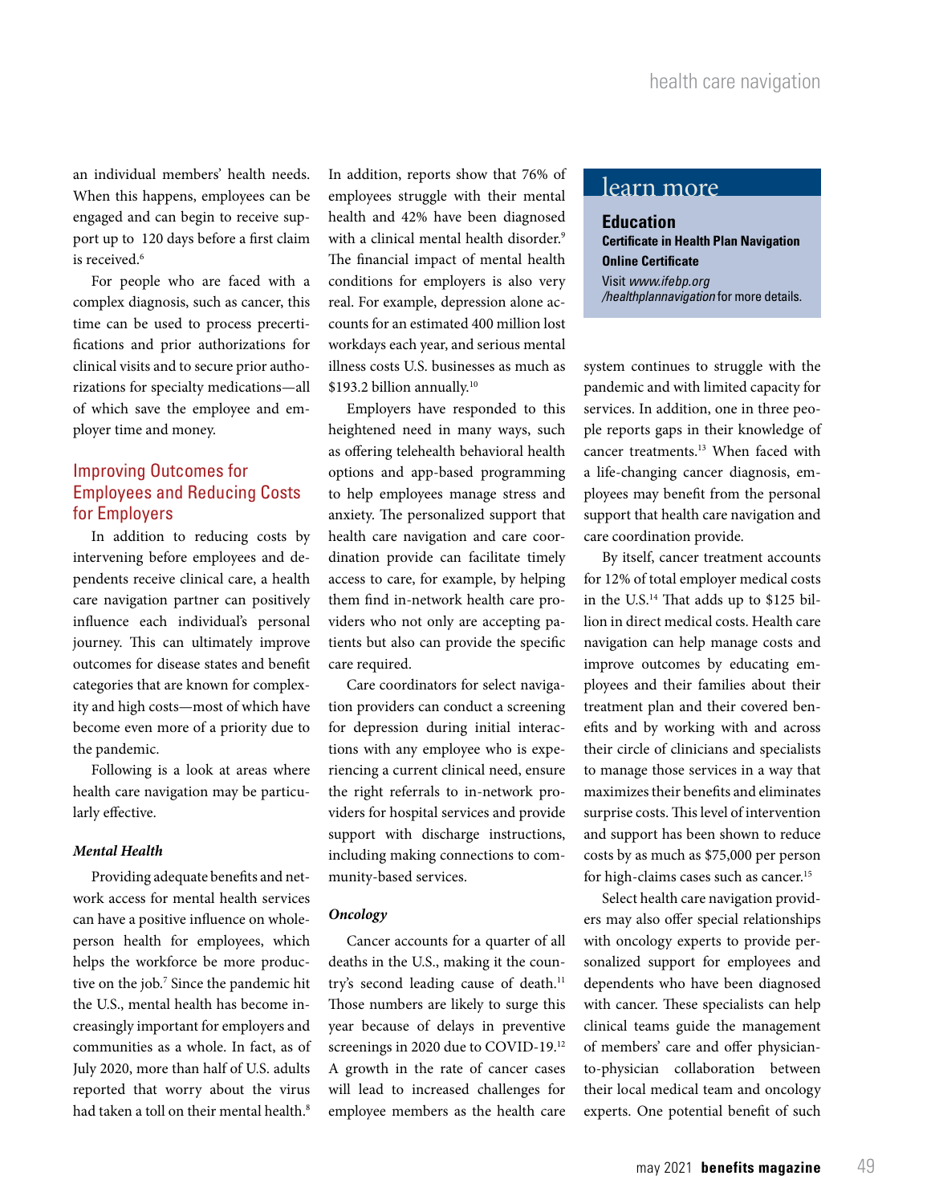an individual members' health needs. When this happens, employees can be engaged and can begin to receive support up to 120 days before a first claim is received.[6]

For people who are faced with a complex diagnosis, such as cancer, this time can be used to process precertifications and prior authorizations for clinical visits and to secure prior authorizations for specialty medications—all of which save the employee and employer time and money.

## Improving Outcomes for Employees and Reducing Costs for Employers

In addition to reducing costs by intervening before employees and dependents receive clinical care, a health care navigation partner can positively influence each individual's personal journey. This can ultimately improve outcomes for disease states and benefit categories that are known for complexity and high costs—most of which have become even more of a priority due to the pandemic.

Following is a look at areas where health care navigation may be particularly effective.

### *Mental Health*

Providing adequate benefits and network access for mental health services can have a positive influence on whole-person health for employees, which helps the workforce be more productive on the job.[7] Since the pandemic hit the U.S., mental health has become increasingly important for employers and communities as a whole. In fact, as of July 2020, more than half of U.S. adults reported that worry about the virus had taken a toll on their mental health.[8] In addition, reports show that 76% of employees struggle with their mental health and 42% have been diagnosed with a clinical mental health disorder.[9] The financial impact of mental health conditions for employers is also very real. For example, depression alone accounts for an estimated 400 million lost workdays each year, and serious mental illness costs U.S. businesses as much as $193.2 billion annually.[10]

Employers have responded to this heightened need in many ways, such as offering telehealth behavioral health options and app-based programming to help employees manage stress and anxiety. The personalized support that health care navigation and care coordination provide can facilitate timely access to care, for example, by helping them find in-network health care providers who not only are accepting patients but also can provide the specific care required.

Care coordinators for select navigation providers can conduct a screening for depression during initial interactions with any employee who is experiencing a current clinical need, ensure the right referrals to in-network providers for hospital services and provide support with discharge instructions, including making connections to community-based services.

### *Oncology*

Cancer accounts for a quarter of all deaths in the U.S., making it the country's second leading cause of death.[11] Those numbers are likely to surge this year because of delays in preventive screenings in 2020 due to COVID-19.[12] A growth in the rate of cancer cases will lead to increased challenges for employee members as the health care system continues to struggle with the pandemic and with limited capacity for services. In addition, one in three people reports gaps in their knowledge of cancer treatments.[13] When faced with a life-changing cancer diagnosis, employees may benefit from the personal support that health care navigation and care coordination provide.

By itself, cancer treatment accounts for 12% of total employer medical costs in the U.S.[14] That adds up to $125 billion in direct medical costs. Health care navigation can help manage costs and improve outcomes by educating employees and their families about their treatment plan and their covered benefits and by working with and across their circle of clinicians and specialists to manage those services in a way that maximizes their benefits and eliminates surprise costs. This level of intervention and support has been shown to reduce costs by as much as $75,000 per person for high-claims cases such as cancer.[15]

Select health care navigation providers may also offer special relationships with oncology experts to provide personalized support for employees and dependents who have been diagnosed with cancer. These specialists can help clinical teams guide the management of members' care and offer physician-to-physician collaboration between their local medical team and oncology experts. One potential benefit of such

> **learn more**
>
> **Education**
> **Certificate in Health Plan Navigation**
> **Online Certificate**
> Visit *www.ifebp.org/healthplannavigation* for more details.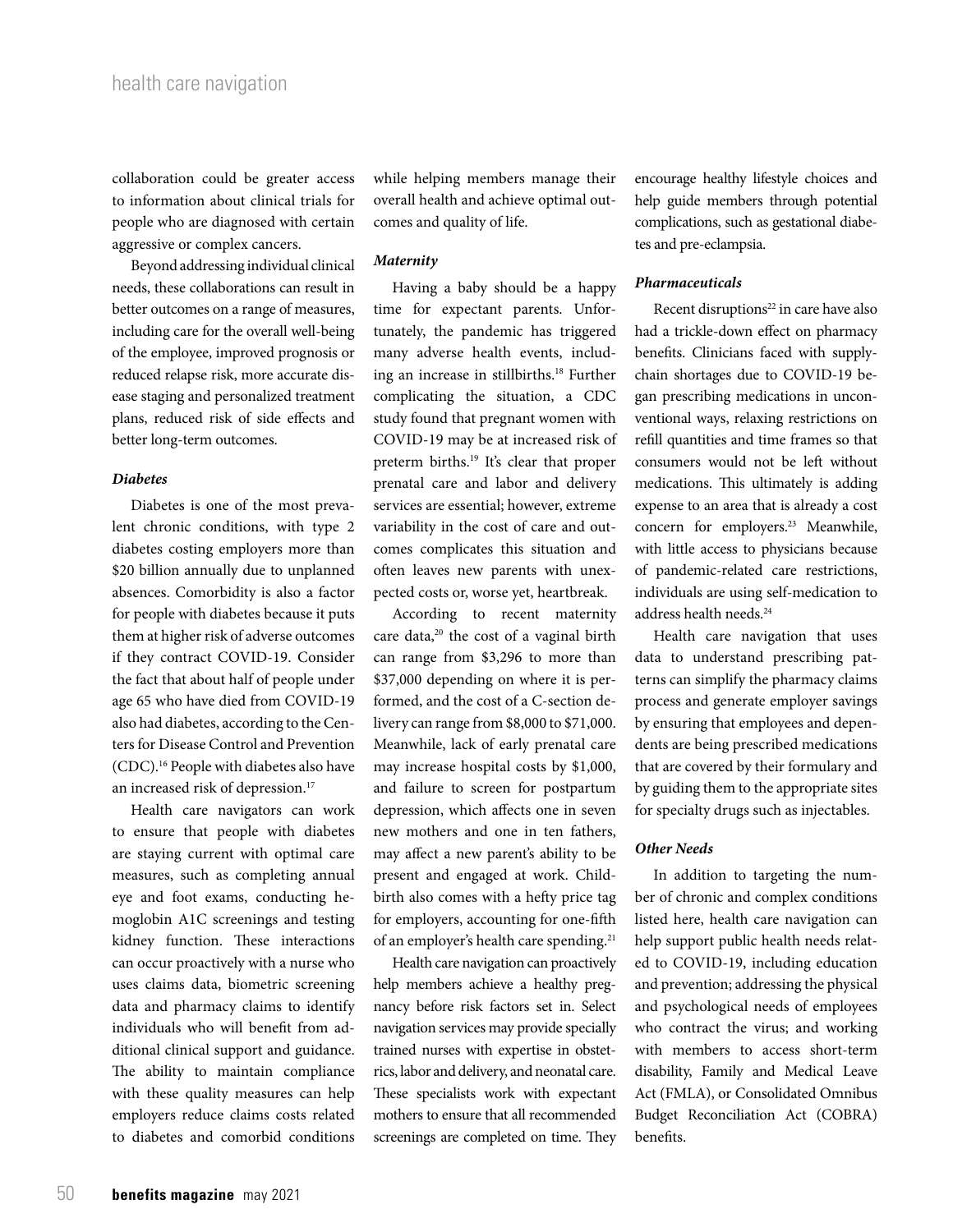collaboration could be greater access to information about clinical trials for people who are diagnosed with certain aggressive or complex cancers.

Beyond addressing individual clinical needs, these collaborations can result in better outcomes on a range of measures, including care for the overall well-being of the employee, improved prognosis or reduced relapse risk, more accurate disease staging and personalized treatment plans, reduced risk of side effects and better long-term outcomes.

***Diabetes***

Diabetes is one of the most prevalent chronic conditions, with type 2 diabetes costing employers more than $20 billion annually due to unplanned absences. Comorbidity is also a factor for people with diabetes because it puts them at higher risk of adverse outcomes if they contract COVID-19. Consider the fact that about half of people under age 65 who have died from COVID-19 also had diabetes, according to the Centers for Disease Control and Prevention (CDC).[16] People with diabetes also have an increased risk of depression.[17]

Health care navigators can work to ensure that people with diabetes are staying current with optimal care measures, such as completing annual eye and foot exams, conducting hemoglobin A1C screenings and testing kidney function. These interactions can occur proactively with a nurse who uses claims data, biometric screening data and pharmacy claims to identify individuals who will benefit from additional clinical support and guidance. The ability to maintain compliance with these quality measures can help employers reduce claims costs related to diabetes and comorbid conditions while helping members manage their overall health and achieve optimal outcomes and quality of life.

***Maternity***

Having a baby should be a happy time for expectant parents. Unfortunately, the pandemic has triggered many adverse health events, including an increase in stillbirths.[18] Further complicating the situation, a CDC study found that pregnant women with COVID-19 may be at increased risk of preterm births.[19] It's clear that proper prenatal care and labor and delivery services are essential; however, extreme variability in the cost of care and outcomes complicates this situation and often leaves new parents with unexpected costs or, worse yet, heartbreak.

According to recent maternity care data,[20] the cost of a vaginal birth can range from $3,296 to more than $37,000 depending on where it is performed, and the cost of a C-section delivery can range from $8,000 to $71,000. Meanwhile, lack of early prenatal care may increase hospital costs by $1,000, and failure to screen for postpartum depression, which affects one in seven new mothers and one in ten fathers, may affect a new parent's ability to be present and engaged at work. Childbirth also comes with a hefty price tag for employers, accounting for one-fifth of an employer's health care spending.[21]

Health care navigation can proactively help members achieve a healthy pregnancy before risk factors set in. Select navigation services may provide specially trained nurses with expertise in obstetrics, labor and delivery, and neonatal care. These specialists work with expectant mothers to ensure that all recommended screenings are completed on time. They encourage healthy lifestyle choices and help guide members through potential complications, such as gestational diabetes and pre-eclampsia.

***Pharmaceuticals***

Recent disruptions[22] in care have also had a trickle-down effect on pharmacy benefits. Clinicians faced with supply-chain shortages due to COVID-19 began prescribing medications in unconventional ways, relaxing restrictions on refill quantities and time frames so that consumers would not be left without medications. This ultimately is adding expense to an area that is already a cost concern for employers.[23] Meanwhile, with little access to physicians because of pandemic-related care restrictions, individuals are using self-medication to address health needs.[24]

Health care navigation that uses data to understand prescribing patterns can simplify the pharmacy claims process and generate employer savings by ensuring that employees and dependents are being prescribed medications that are covered by their formulary and by guiding them to the appropriate sites for specialty drugs such as injectables.

***Other Needs***

In addition to targeting the number of chronic and complex conditions listed here, health care navigation can help support public health needs related to COVID-19, including education and prevention; addressing the physical and psychological needs of employees who contract the virus; and working with members to access short-term disability, Family and Medical Leave Act (FMLA), or Consolidated Omnibus Budget Reconciliation Act (COBRA) benefits.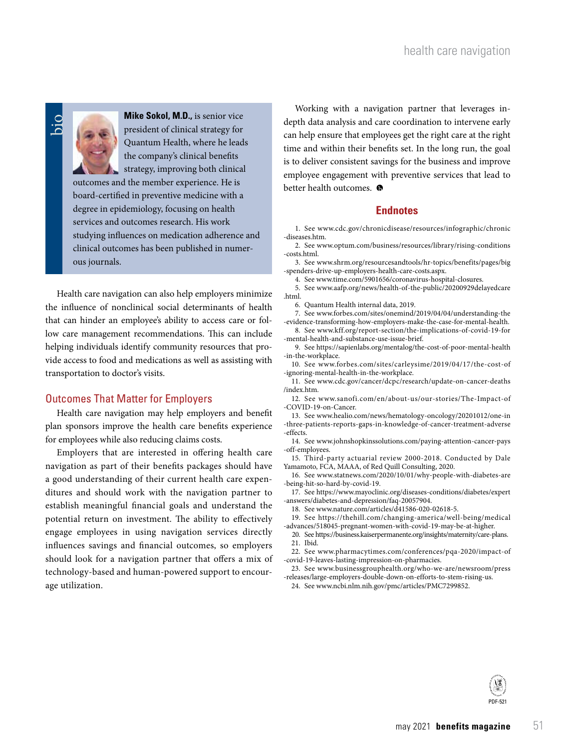bio

**Mike Sokol, M.D.,** is senior vice president of clinical strategy for Quantum Health, where he leads the company's clinical benefits strategy, improving both clinical outcomes and the member experience. He is board-certified in preventive medicine with a degree in epidemiology, focusing on health services and outcomes research. His work studying influences on medication adherence and clinical outcomes has been published in numerous journals.

Health care navigation can also help employers minimize the influence of nonclinical social determinants of health that can hinder an employee's ability to access care or follow care management recommendations. This can include helping individuals identify community resources that provide access to food and medications as well as assisting with transportation to doctor's visits.

## Outcomes That Matter for Employers

Health care navigation may help employers and benefit plan sponsors improve the health care benefits experience for employees while also reducing claims costs.

Employers that are interested in offering health care navigation as part of their benefits packages should have a good understanding of their current health care expenditures and should work with the navigation partner to establish meaningful financial goals and understand the potential return on investment. The ability to effectively engage employees in using navigation services directly influences savings and financial outcomes, so employers should look for a navigation partner that offers a mix of technology-based and human-powered support to encourage utilization.

Working with a navigation partner that leverages in-depth data analysis and care coordination to intervene early can help ensure that employees get the right care at the right time and within their benefits set. In the long run, the goal is to deliver consistent savings for the business and improve employee engagement with preventive services that lead to better health outcomes.

## Endnotes

1. See www.cdc.gov/chronicdisease/resources/infographic/chronic-diseases.htm.
2. See www.optum.com/business/resources/library/rising-conditions-costs.html.
3. See www.shrm.org/resourcesandtools/hr-topics/benefits/pages/big-spenders-drive-up-employers-health-care-costs.aspx.
4. See www.time.com/5901656/coronavirus-hospital-closures.
5. See www.aafp.org/news/health-of-the-public/20200929delayedcare.html.
6. Quantum Health internal data, 2019.
7. See www.forbes.com/sites/onemind/2019/04/04/understanding-the-evidence-transforming-how-employers-make-the-case-for-mental-health.
8. See www.kff.org/report-section/the-implications-of-covid-19-for-mental-health-and-substance-use-issue-brief.
9. See https://sapienlabs.org/mentalog/the-cost-of-poor-mental-health-in-the-workplace.
10. See www.forbes.com/sites/carleysime/2019/04/17/the-cost-of-ignoring-mental-health-in-the-workplace.
11. See www.cdc.gov/cancer/dcpc/research/update-on-cancer-deaths/index.htm.
12. See www.sanofi.com/en/about-us/our-stories/The-Impact-of-COVID-19-on-Cancer.
13. See www.healio.com/news/hematology-oncology/20201012/one-in-three-patients-reports-gaps-in-knowledge-of-cancer-treatment-adverse-effects.
14. See www.johnshopkinssolutions.com/paying-attention-cancer-pays-off-employees.
15. Third-party actuarial review 2000-2018. Conducted by Dale Yamamoto, FCA, MAAA, of Red Quill Consulting, 2020.
16. See www.statnews.com/2020/10/01/why-people-with-diabetes-are-being-hit-so-hard-by-covid-19.
17. See https://www.mayoclinic.org/diseases-conditions/diabetes/expert-answers/diabetes-and-depression/faq-20057904.
18. See www.nature.com/articles/d41586-020-02618-5.
19. See https://thehill.com/changing-america/well-being/medical-advances/518045-pregnant-women-with-covid-19-may-be-at-higher.
20. See https://business.kaiserpermanente.org/insights/maternity/care-plans.
21. Ibid.
22. See www.pharmacytimes.com/conferences/pqa-2020/impact-of-covid-19-leaves-lasting-impression-on-pharmacies.
23. See www.businessgrouphealth.org/who-we-are/newsroom/press-releases/large-employers-double-down-on-efforts-to-stem-rising-us.
24. See www.ncbi.nlm.nih.gov/pmc/articles/PMC7299852.

PDF-521